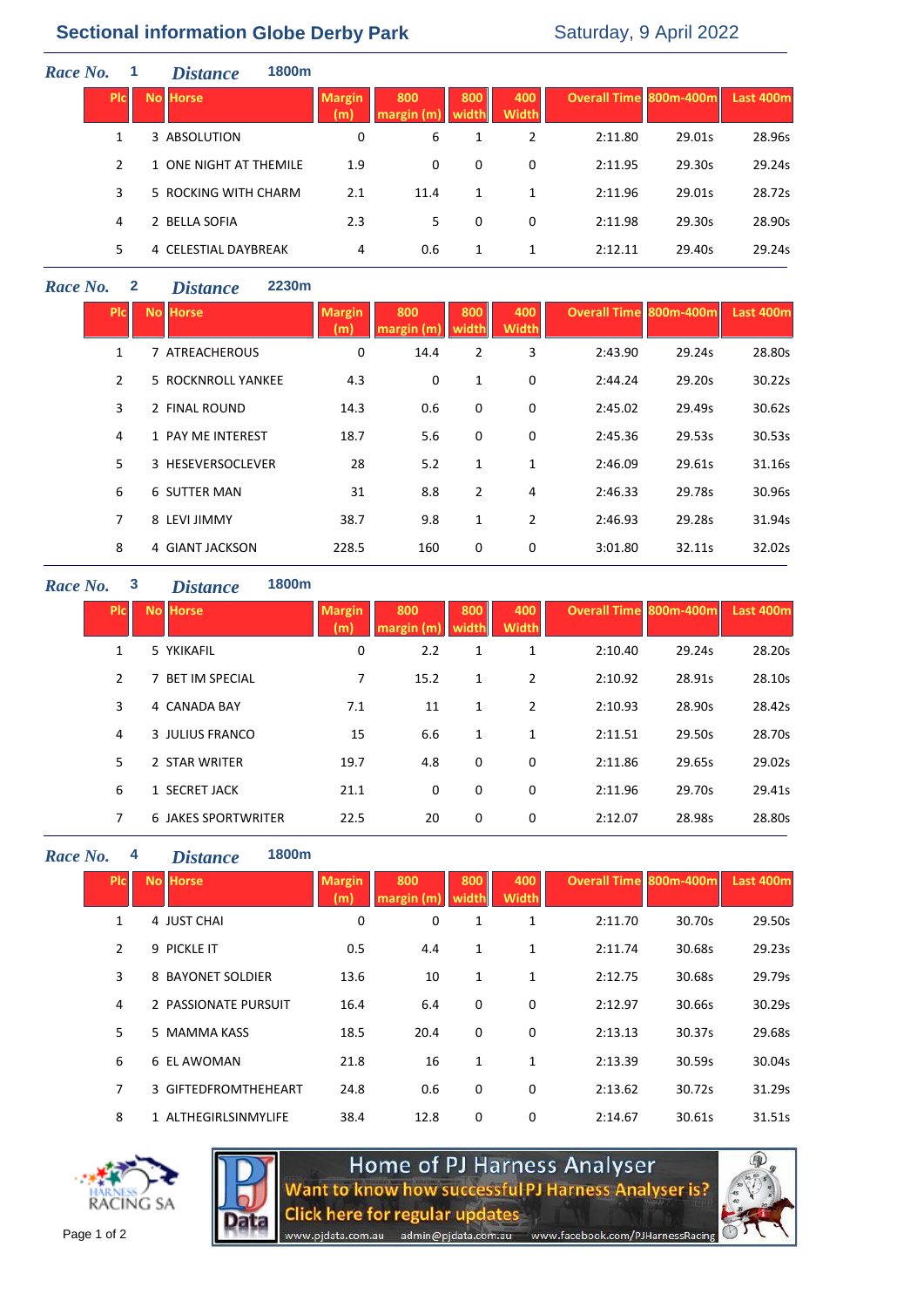## Sectional information Globe Derby Park

Saturday, 9 April 2022

**Race No.** 1 **Distance** 1800m

| Plc | No | Horse | Margin (m) | 800 margin (m) | 800 width | 400 Width | Overall Time | 800m-400m | Last 400m |
|---|---|---|---|---|---|---|---|---|---|
| 1 | 3 | ABSOLUTION | 0 | 6 | 1 | 2 | 2:11.80 | 29.01s | 28.96s |
| 2 | 1 | ONE NIGHT AT THEMILE | 1.9 | 0 | 0 | 0 | 2:11.95 | 29.30s | 29.24s |
| 3 | 5 | ROCKING WITH CHARM | 2.1 | 11.4 | 1 | 1 | 2:11.96 | 29.01s | 28.72s |
| 4 | 2 | BELLA SOFIA | 2.3 | 5 | 0 | 0 | 2:11.98 | 29.30s | 28.90s |
| 5 | 4 | CELESTIAL DAYBREAK | 4 | 0.6 | 1 | 1 | 2:12.11 | 29.40s | 29.24s |

**Race No.** 2 **Distance** 2230m

| Plc | No | Horse | Margin (m) | 800 margin (m) | 800 width | 400 Width | Overall Time | 800m-400m | Last 400m |
|---|---|---|---|---|---|---|---|---|---|
| 1 | 7 | ATREACHEROUS | 0 | 14.4 | 2 | 3 | 2:43.90 | 29.24s | 28.80s |
| 2 | 5 | ROCKNROLL YANKEE | 4.3 | 0 | 1 | 0 | 2:44.24 | 29.20s | 30.22s |
| 3 | 2 | FINAL ROUND | 14.3 | 0.6 | 0 | 0 | 2:45.02 | 29.49s | 30.62s |
| 4 | 1 | PAY ME INTEREST | 18.7 | 5.6 | 0 | 0 | 2:45.36 | 29.53s | 30.53s |
| 5 | 3 | HESEVERSOCLEVER | 28 | 5.2 | 1 | 1 | 2:46.09 | 29.61s | 31.16s |
| 6 | 6 | SUTTER MAN | 31 | 8.8 | 2 | 4 | 2:46.33 | 29.78s | 30.96s |
| 7 | 8 | LEVI JIMMY | 38.7 | 9.8 | 1 | 2 | 2:46.93 | 29.28s | 31.94s |
| 8 | 4 | GIANT JACKSON | 228.5 | 160 | 0 | 0 | 3:01.80 | 32.11s | 32.02s |

**Race No.** 3 **Distance** 1800m

| Plc | No | Horse | Margin (m) | 800 margin (m) | 800 width | 400 Width | Overall Time | 800m-400m | Last 400m |
|---|---|---|---|---|---|---|---|---|---|
| 1 | 5 | YKIKAFIL | 0 | 2.2 | 1 | 1 | 2:10.40 | 29.24s | 28.20s |
| 2 | 7 | BET IM SPECIAL | 7 | 15.2 | 1 | 2 | 2:10.92 | 28.91s | 28.10s |
| 3 | 4 | CANADA BAY | 7.1 | 11 | 1 | 2 | 2:10.93 | 28.90s | 28.42s |
| 4 | 3 | JULIUS FRANCO | 15 | 6.6 | 1 | 1 | 2:11.51 | 29.50s | 28.70s |
| 5 | 2 | STAR WRITER | 19.7 | 4.8 | 0 | 0 | 2:11.86 | 29.65s | 29.02s |
| 6 | 1 | SECRET JACK | 21.1 | 0 | 0 | 0 | 2:11.96 | 29.70s | 29.41s |
| 7 | 6 | JAKES SPORTWRITER | 22.5 | 20 | 0 | 0 | 2:12.07 | 28.98s | 28.80s |

**Race No.** 4 **Distance** 1800m

| Plc | No | Horse | Margin (m) | 800 margin (m) | 800 width | 400 Width | Overall Time | 800m-400m | Last 400m |
|---|---|---|---|---|---|---|---|---|---|
| 1 | 4 | JUST CHAI | 0 | 0 | 1 | 1 | 2:11.70 | 30.70s | 29.50s |
| 2 | 9 | PICKLE IT | 0.5 | 4.4 | 1 | 1 | 2:11.74 | 30.68s | 29.23s |
| 3 | 8 | BAYONET SOLDIER | 13.6 | 10 | 1 | 1 | 2:12.75 | 30.68s | 29.79s |
| 4 | 2 | PASSIONATE PURSUIT | 16.4 | 6.4 | 0 | 0 | 2:12.97 | 30.66s | 30.29s |
| 5 | 5 | MAMMA KASS | 18.5 | 20.4 | 0 | 0 | 2:13.13 | 30.37s | 29.68s |
| 6 | 6 | EL AWOMAN | 21.8 | 16 | 1 | 1 | 2:13.39 | 30.59s | 30.04s |
| 7 | 3 | GIFTEDFROMTHEHEART | 24.8 | 0.6 | 0 | 0 | 2:13.62 | 30.72s | 31.29s |
| 8 | 1 | ALTHEGIRLSINMYLIFE | 38.4 | 12.8 | 0 | 0 | 2:14.67 | 30.61s | 31.51s |

HARNESS RACING SA

Home of PJ Harness Analyser
Want to know how successful PJ Harness Analyser is?
Click here for regular updates
www.pjdata.com.au admin@pjdata.com.au www.facebook.com/PJHarnessRacing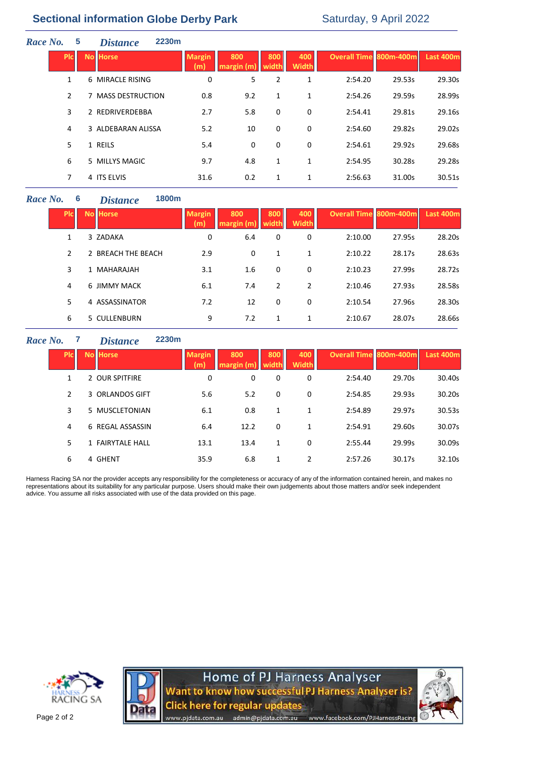# Sectional information Globe Derby Park

Saturday, 9 April 2022

**Race No.** 5 **Distance** 2230m

| Plc | No | Horse | Margin (m) | 800 margin (m) | 800 width | 400 Width | Overall Time | 800m-400m | Last 400m |
|---|---|---|---|---|---|---|---|---|---|
| 1 | 6 | MIRACLE RISING | 0 | 5 | 2 | 1 | 2:54.20 | 29.53s | 29.30s |
| 2 | 7 | MASS DESTRUCTION | 0.8 | 9.2 | 1 | 1 | 2:54.26 | 29.59s | 28.99s |
| 3 | 2 | REDRIVERDEBBA | 2.7 | 5.8 | 0 | 0 | 2:54.41 | 29.81s | 29.16s |
| 4 | 3 | ALDEBARAN ALISSA | 5.2 | 10 | 0 | 0 | 2:54.60 | 29.82s | 29.02s |
| 5 | 1 | REILS | 5.4 | 0 | 0 | 0 | 2:54.61 | 29.92s | 29.68s |
| 6 | 5 | MILLYS MAGIC | 9.7 | 4.8 | 1 | 1 | 2:54.95 | 30.28s | 29.28s |
| 7 | 4 | ITS ELVIS | 31.6 | 0.2 | 1 | 1 | 2:56.63 | 31.00s | 30.51s |

**Race No.** 6 **Distance** 1800m

| Plc | No | Horse | Margin (m) | 800 margin (m) | 800 width | 400 Width | Overall Time | 800m-400m | Last 400m |
|---|---|---|---|---|---|---|---|---|---|
| 1 | 3 | ZADAKA | 0 | 6.4 | 0 | 0 | 2:10.00 | 27.95s | 28.20s |
| 2 | 2 | BREACH THE BEACH | 2.9 | 0 | 1 | 1 | 2:10.22 | 28.17s | 28.63s |
| 3 | 1 | MAHARAJAH | 3.1 | 1.6 | 0 | 0 | 2:10.23 | 27.99s | 28.72s |
| 4 | 6 | JIMMY MACK | 6.1 | 7.4 | 2 | 2 | 2:10.46 | 27.93s | 28.58s |
| 5 | 4 | ASSASSINATOR | 7.2 | 12 | 0 | 0 | 2:10.54 | 27.96s | 28.30s |
| 6 | 5 | CULLENBURN | 9 | 7.2 | 1 | 1 | 2:10.67 | 28.07s | 28.66s |

**Race No.** 7 **Distance** 2230m

| Plc | No | Horse | Margin (m) | 800 margin (m) | 800 width | 400 Width | Overall Time | 800m-400m | Last 400m |
|---|---|---|---|---|---|---|---|---|---|
| 1 | 2 | OUR SPITFIRE | 0 | 0 | 0 | 0 | 2:54.40 | 29.70s | 30.40s |
| 2 | 3 | ORLANDOS GIFT | 5.6 | 5.2 | 0 | 0 | 2:54.85 | 29.93s | 30.20s |
| 3 | 5 | MUSCLETONIAN | 6.1 | 0.8 | 1 | 1 | 2:54.89 | 29.97s | 30.53s |
| 4 | 6 | REGAL ASSASSIN | 6.4 | 12.2 | 0 | 1 | 2:54.91 | 29.60s | 30.07s |
| 5 | 1 | FAIRYTALE HALL | 13.1 | 13.4 | 1 | 0 | 2:55.44 | 29.99s | 30.09s |
| 6 | 4 | GHENT | 35.9 | 6.8 | 1 | 2 | 2:57.26 | 30.17s | 32.10s |

Harness Racing SA nor the provider accepts any responsibility for the completeness or accuracy of any of the information contained herein, and makes no representations about its suitability for any particular purpose. Users should make their own judgements about those matters and/or seek independent advice. You assume all risks associated with use of the data provided on this page.

HARNESS RACING SA

Home of PJ Harness Analyser
Want to know how successful PJ Harness Analyser is?
Click here for regular updates
www.pjdata.com.au admin@pjdata.com.au www.facebook.com/PJHarnessRacing